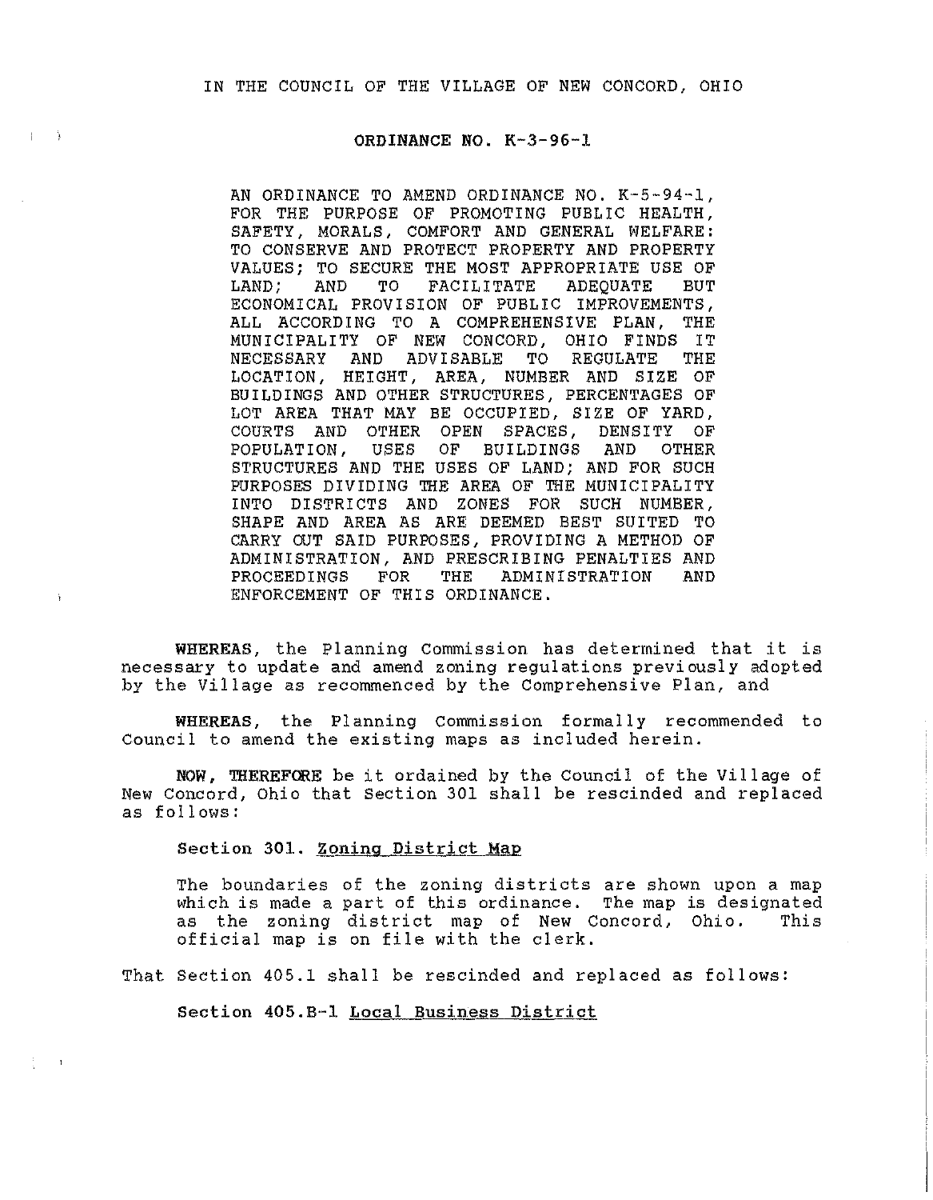IN THE COUNCIL OF THE VILLAGE OF NEW CONCORD, OHIO

ORDINANCE NO. K-3-96-1

AN ORDINANCE TO AMEND ORDINANCE NO. K-5-94-1, FOR THE PURPOSE OF PROMOTING PUBLIC HEALTH, SAFETY, MORALS, COMFORT AND GENERAL WELFARE: TO CONSERVE AND PROTECT PROPERTY AND PROPERTY VALUES; TO SECURE THE MOST APPROPRIATE USE OF LAND; AND TO FACILITATE ADEQUATE BUT ECONOMICAL PROVISION OF PUBLIC IMPROVEMENTS, ALL ACCORDING TO A COMPREHENSIVE PLAN, THE MUNICIPALITY OF NEW CONCORD, OHIO FINDS IT NECESSARY AND ADVISABLE TO REGULATE THE LOCATION, HEIGHT, AREA, NUMBER AND SIZE OF BUILDINGS AND OTHER STRUCTURES, PERCENTAGES OF LOT AREA THAT MAY BE OCCUPIED, SIZE OF YARD, COURTS AND OTHER OPEN SPACES, DENSITY OF POPULATION, USES OF BUILDINGS AND OTHER STRUCTURES AND THE USES OF LAND; AND FOR SUCH PURPOSES DIVIDING THE AREA OF THE MUNICIPALITY INTO DISTRICTS AND ZONES FOR SUCH NUMBER, SHAPE AND AREA AS ARE DEEMED BEST SUITED TO CARRY OUT SAID PURPOSES, PROVIDING A METHOD OF ADMINISTRATION, AND PRESCRIBING PENALTIES AND PROCEEDINGS FOR THE ADMINISTRATION AND ENFORCEMENT OF THIS ORDINANCE.

**WHEREAS**, the Planning Commission has determined that it is necessary to update and amend zoning regulations previously adopted by the Village as recommenced by the Comprehensive Plan, and

**WHEREAS**, the Planning Commission formally recommended to Council to amend the existing maps as included herein.

**NOW, THEREFORE** be it ordained by the Council of the Village of New Concord, Ohio that Section 301 shall be rescinded and replaced as follows:

Section 301. Zoning District Map

The boundaries of the zoning districts are shown upon a map which is made a part of this ordinance. The map is designated as the zoning district map of New Concord, Ohio. This official map is on file with the clerk.

That Section 405.1 shall be rescinded and replaced as follows:

Section 405.B-1 Local Business District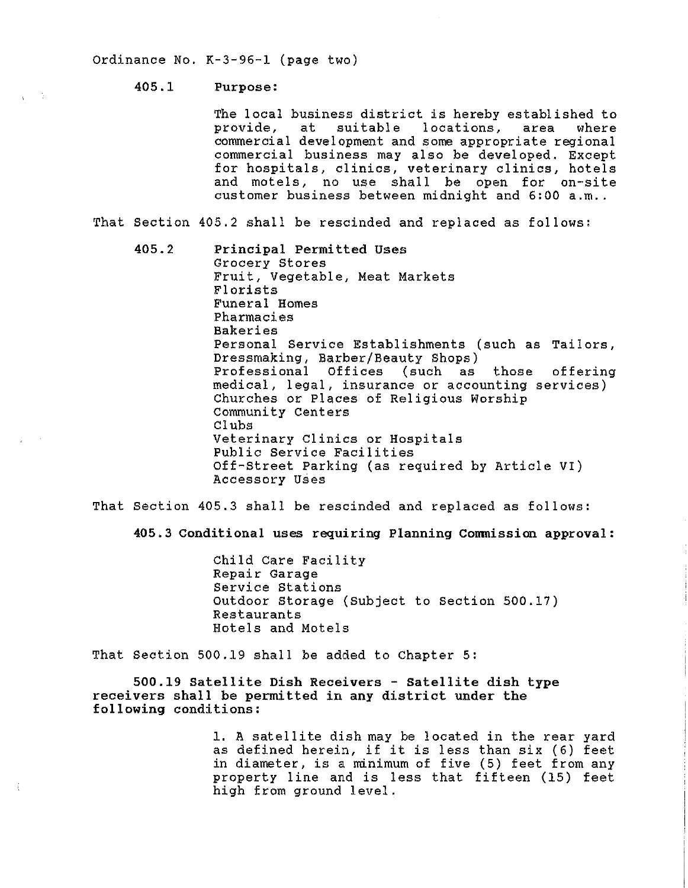Ordinance No. K-3-96-1 (page two)

**405.1 Purpose:**

The local business district is hereby established to provide, at suitable locations, area where commercial development and some appropriate regional commercial business may also be developed. Except for hospitals, clinics, veterinary clinics, hotels and motels, no use shall be open for on-site customer business between midnight and 6:00 a.m..

That Section 405.2 shall be rescinded and replaced as follows:

**405.2 Principal Permitted Uses**

Grocery Stores
Fruit, Vegetable, Meat Markets
Florists
Funeral Homes
Pharmacies
Bakeries
Personal Service Establishments (such as Tailors, Dressmaking, Barber/Beauty Shops)
Professional Offices (such as those offering medical, legal, insurance or accounting services)
Churches or Places of Religious Worship
Community Centers
Clubs
Veterinary Clinics or Hospitals
Public Service Facilities
Off-Street Parking (as required by Article VI)
Accessory Uses

That Section 405.3 shall be rescinded and replaced as follows:

**405.3 Conditional uses requiring Planning Commission approval:**

Child Care Facility
Repair Garage
Service Stations
Outdoor Storage (Subject to Section 500.17)
Restaurants
Hotels and Motels

That Section 500.19 shall be added to Chapter 5:

**500.19 Satellite Dish Receivers - Satellite dish type receivers shall be permitted in any district under the following conditions:**

1. A satellite dish may be located in the rear yard as defined herein, if it is less than six (6) feet in diameter, is a minimum of five (5) feet from any property line and is less that fifteen (15) feet high from ground level.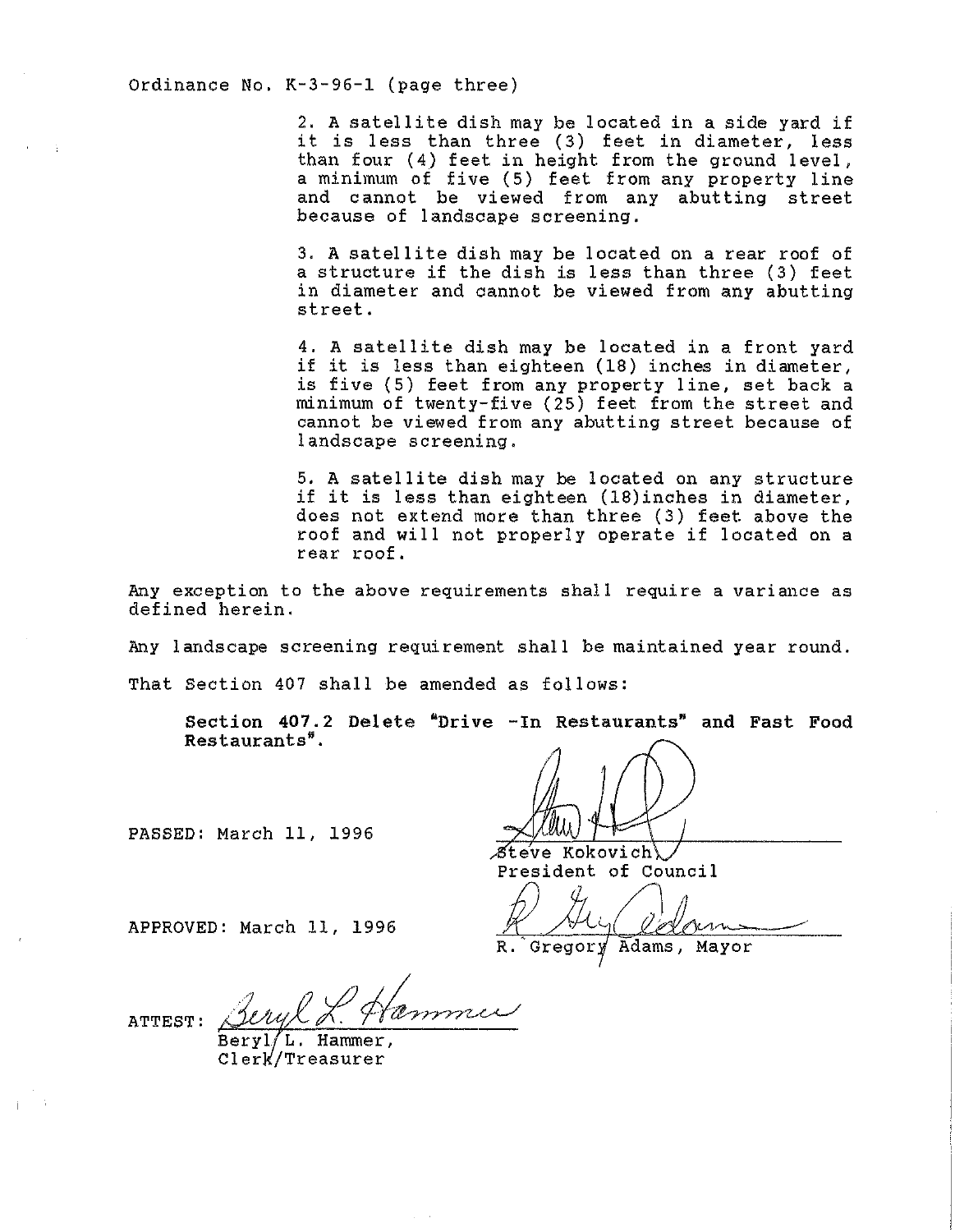Ordinance No. K-3-96-1 (page three)

2. A satellite dish may be located in a side yard if it is less than three (3) feet in diameter, less than four (4) feet in height from the ground level, a minimum of five (5) feet from any property line and cannot be viewed from any abutting street because of landscape screening.

3. A satellite dish may be located on a rear roof of a structure if the dish is less than three (3) feet in diameter and cannot be viewed from any abutting street.

4. A satellite dish may be located in a front yard if it is less than eighteen (18) inches in diameter, is five (5) feet from any property line, set back a minimum of twenty-five (25) feet from the street and cannot be viewed from any abutting street because of landscape screening.

5. A satellite dish may be located on any structure if it is less than eighteen (18)inches in diameter, does not extend more than three (3) feet above the roof and will not properly operate if located on a rear roof.

Any exception to the above requirements shall require a variance as defined herein.

Any landscape screening requirement shall be maintained year round.

That Section 407 shall be amended as follows:

**Section 407.2 Delete "Drive -In Restaurants" and Fast Food Restaurants".**

PASSED: March 11, 1996

Steve Kokovich
President of Council

APPROVED: March 11, 1996

R. Gregory Adams, Mayor

ATTEST:

Beryl L. Hammer,
Clerk/Treasurer